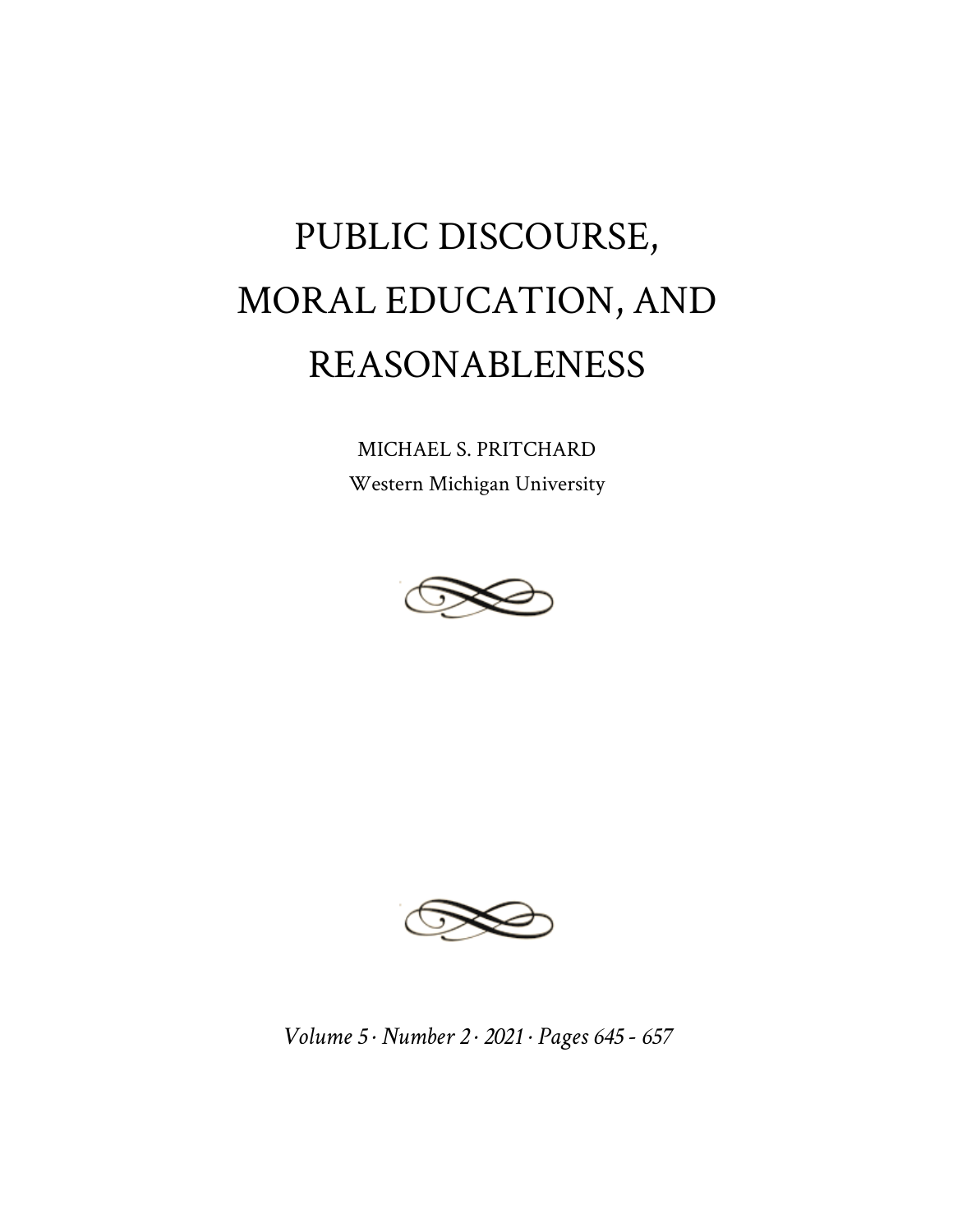# PUBLIC DISCOURSE, MORAL EDUCATION, AND REASONABLENESS

MICHAEL S. PRITCHARD

Western Michigan University

*Volume 5 · Number 2 · 2021 · Pages 645 - 657*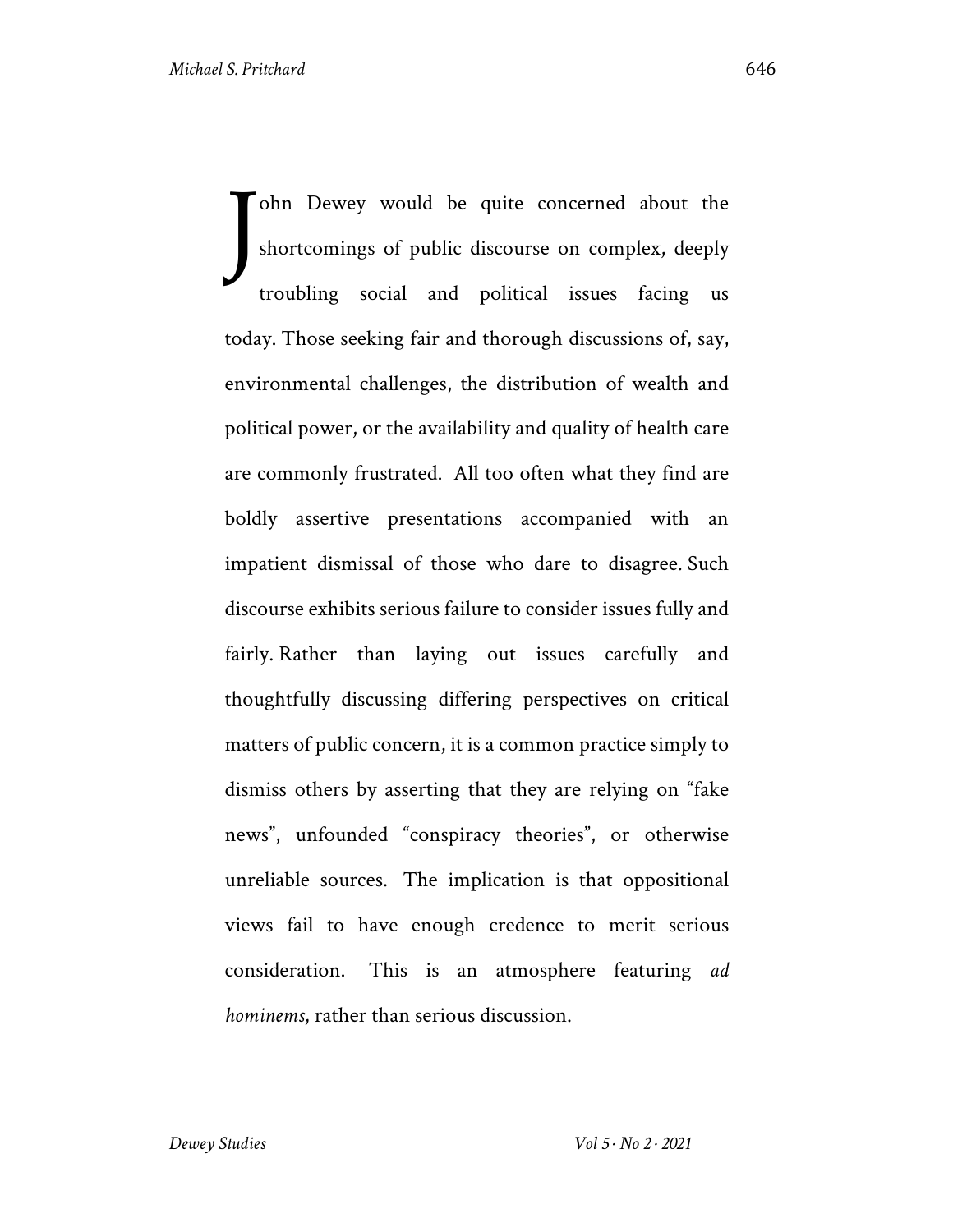John Dewey would be quite concerned about the shortcomings of public discourse on complex, deeply troubling social and political issues facing us today. Those seeking fair and thorough discussions of, say, environmental challenges, the distribution of wealth and political power, or the availability and quality of health care are commonly frustrated. All too often what they find are boldly assertive presentations accompanied with an impatient dismissal of those who dare to disagree. Such discourse exhibits serious failure to consider issues fully and fairly. Rather than laying out issues carefully and thoughtfully discussing differing perspectives on critical matters of public concern, it is a common practice simply to dismiss others by asserting that they are relying on "fake news", unfounded "conspiracy theories", or otherwise unreliable sources. The implication is that oppositional views fail to have enough credence to merit serious consideration. This is an atmosphere featuring *ad hominems*, rather than serious discussion.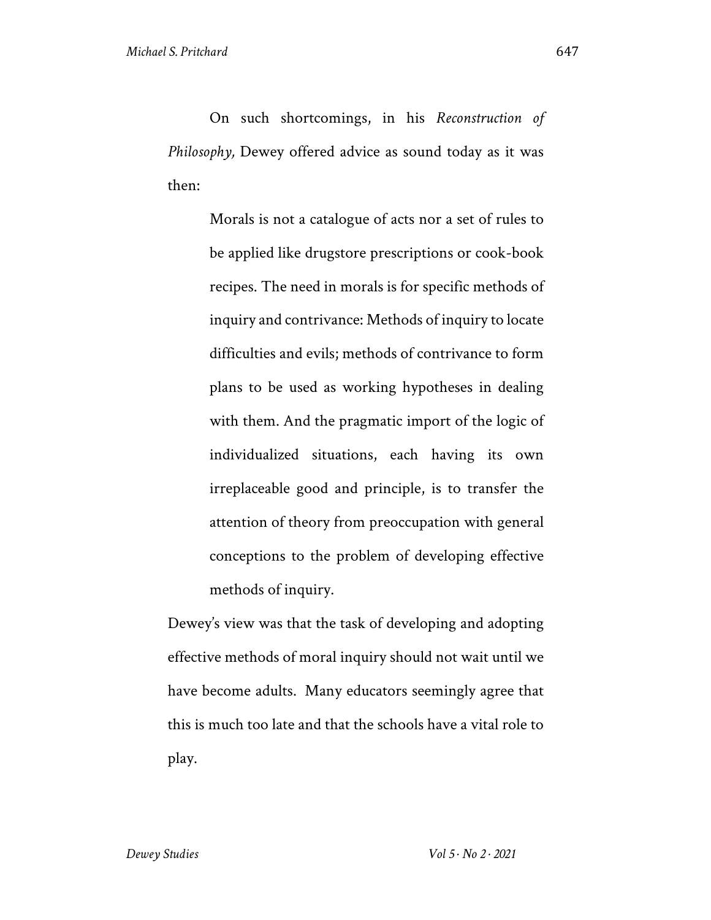On such shortcomings, in his *Reconstruction of Philosophy,* Dewey offered advice as sound today as it was then:

> Morals is not a catalogue of acts nor a set of rules to be applied like drugstore prescriptions or cook-book recipes. The need in morals is for specific methods of inquiry and contrivance: Methods of inquiry to locate difficulties and evils; methods of contrivance to form plans to be used as working hypotheses in dealing with them. And the pragmatic import of the logic of individualized situations, each having its own irreplaceable good and principle, is to transfer the attention of theory from preoccupation with general conceptions to the problem of developing effective methods of inquiry.

Dewey's view was that the task of developing and adopting effective methods of moral inquiry should not wait until we have become adults. Many educators seemingly agree that this is much too late and that the schools have a vital role to play.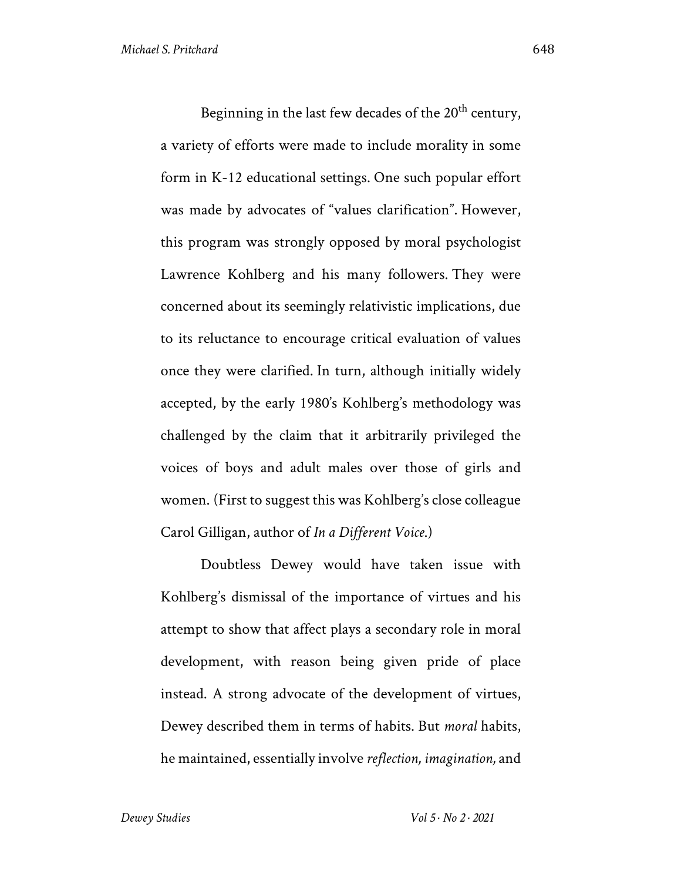Beginning in the last few decades of the 20th century, a variety of efforts were made to include morality in some form in K-12 educational settings. One such popular effort was made by advocates of "values clarification". However, this program was strongly opposed by moral psychologist Lawrence Kohlberg and his many followers. They were concerned about its seemingly relativistic implications, due to its reluctance to encourage critical evaluation of values once they were clarified. In turn, although initially widely accepted, by the early 1980's Kohlberg's methodology was challenged by the claim that it arbitrarily privileged the voices of boys and adult males over those of girls and women. (First to suggest this was Kohlberg's close colleague Carol Gilligan, author of *In a Different Voice*.)

Doubtless Dewey would have taken issue with Kohlberg's dismissal of the importance of virtues and his attempt to show that affect plays a secondary role in moral development, with reason being given pride of place instead. A strong advocate of the development of virtues, Dewey described them in terms of habits. But *moral* habits, he maintained, essentially involve *reflection, imagination,* and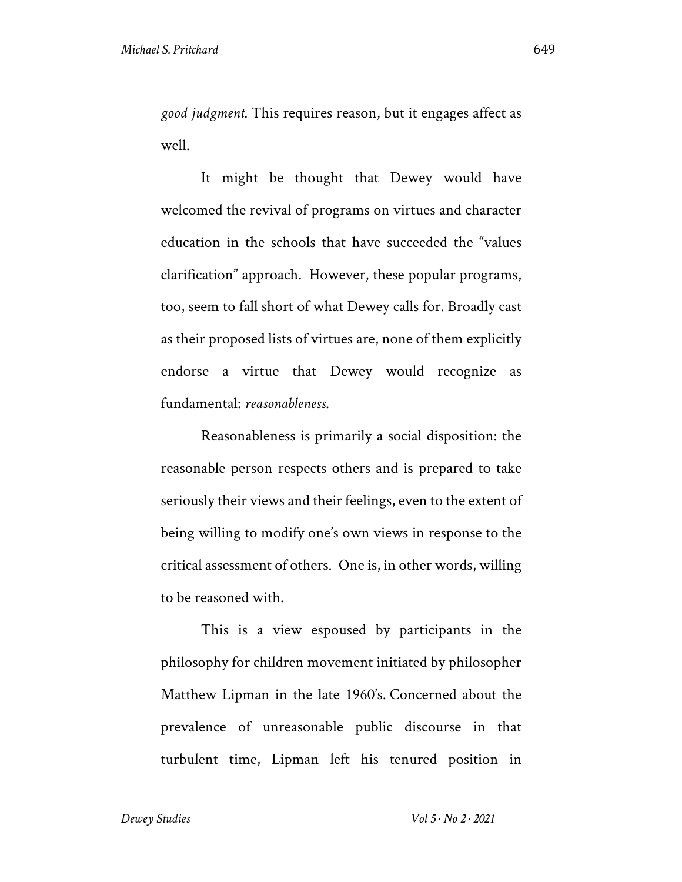*good judgment.* This requires reason, but it engages affect as well.

It might be thought that Dewey would have welcomed the revival of programs on virtues and character education in the schools that have succeeded the "values clarification" approach. However, these popular programs, too, seem to fall short of what Dewey calls for. Broadly cast as their proposed lists of virtues are, none of them explicitly endorse a virtue that Dewey would recognize as fundamental: *reasonableness.*

Reasonableness is primarily a social disposition: the reasonable person respects others and is prepared to take seriously their views and their feelings, even to the extent of being willing to modify one's own views in response to the critical assessment of others. One is, in other words, willing to be reasoned with.

This is a view espoused by participants in the philosophy for children movement initiated by philosopher Matthew Lipman in the late 1960's. Concerned about the prevalence of unreasonable public discourse in that turbulent time, Lipman left his tenured position in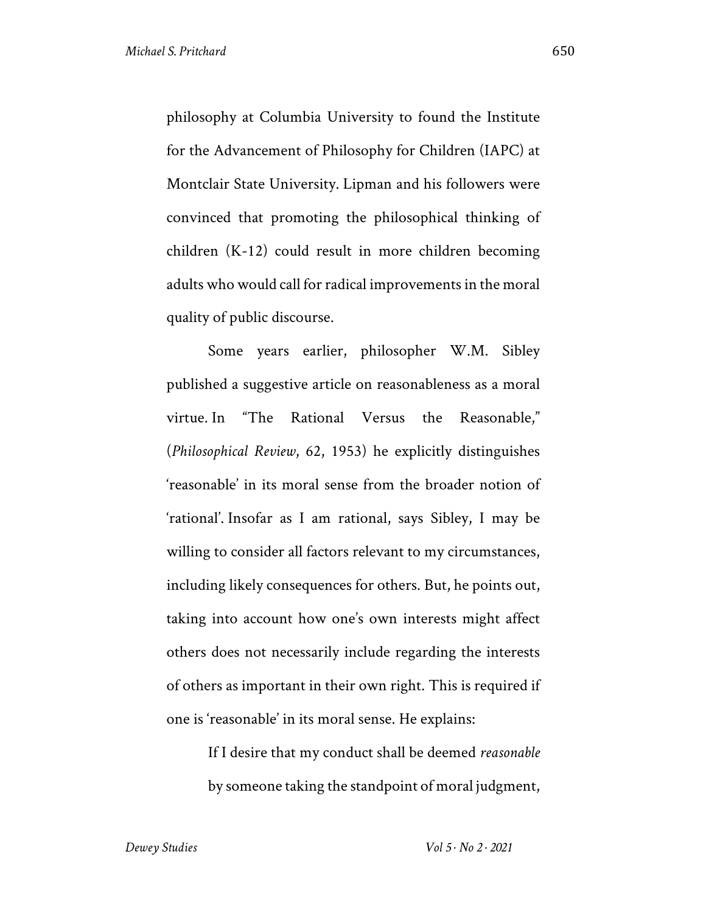philosophy at Columbia University to found the Institute for the Advancement of Philosophy for Children (IAPC) at Montclair State University. Lipman and his followers were convinced that promoting the philosophical thinking of children (K-12) could result in more children becoming adults who would call for radical improvements in the moral quality of public discourse.

Some years earlier, philosopher W.M. Sibley published a suggestive article on reasonableness as a moral virtue. In "The Rational Versus the Reasonable," (*Philosophical Review*, 62, 1953) he explicitly distinguishes 'reasonable' in its moral sense from the broader notion of 'rational'. Insofar as I am rational, says Sibley, I may be willing to consider all factors relevant to my circumstances, including likely consequences for others. But, he points out, taking into account how one's own interests might affect others does not necessarily include regarding the interests of others as important in their own right. This is required if one is 'reasonable' in its moral sense. He explains:

> If I desire that my conduct shall be deemed *reasonable* by someone taking the standpoint of moral judgment,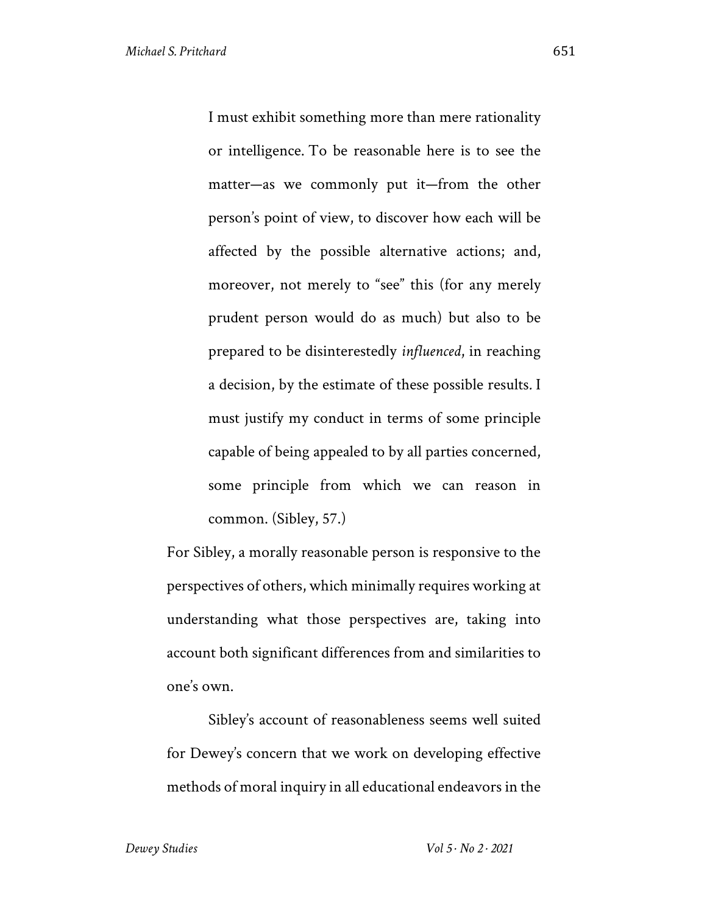> I must exhibit something more than mere rationality or intelligence. To be reasonable here is to see the matter—as we commonly put it—from the other person's point of view, to discover how each will be affected by the possible alternative actions; and, moreover, not merely to "see" this (for any merely prudent person would do as much) but also to be prepared to be disinterestedly *influenced*, in reaching a decision, by the estimate of these possible results. I must justify my conduct in terms of some principle capable of being appealed to by all parties concerned, some principle from which we can reason in common. (Sibley, 57.)

For Sibley, a morally reasonable person is responsive to the perspectives of others, which minimally requires working at understanding what those perspectives are, taking into account both significant differences from and similarities to one's own.

Sibley's account of reasonableness seems well suited for Dewey's concern that we work on developing effective methods of moral inquiry in all educational endeavors in the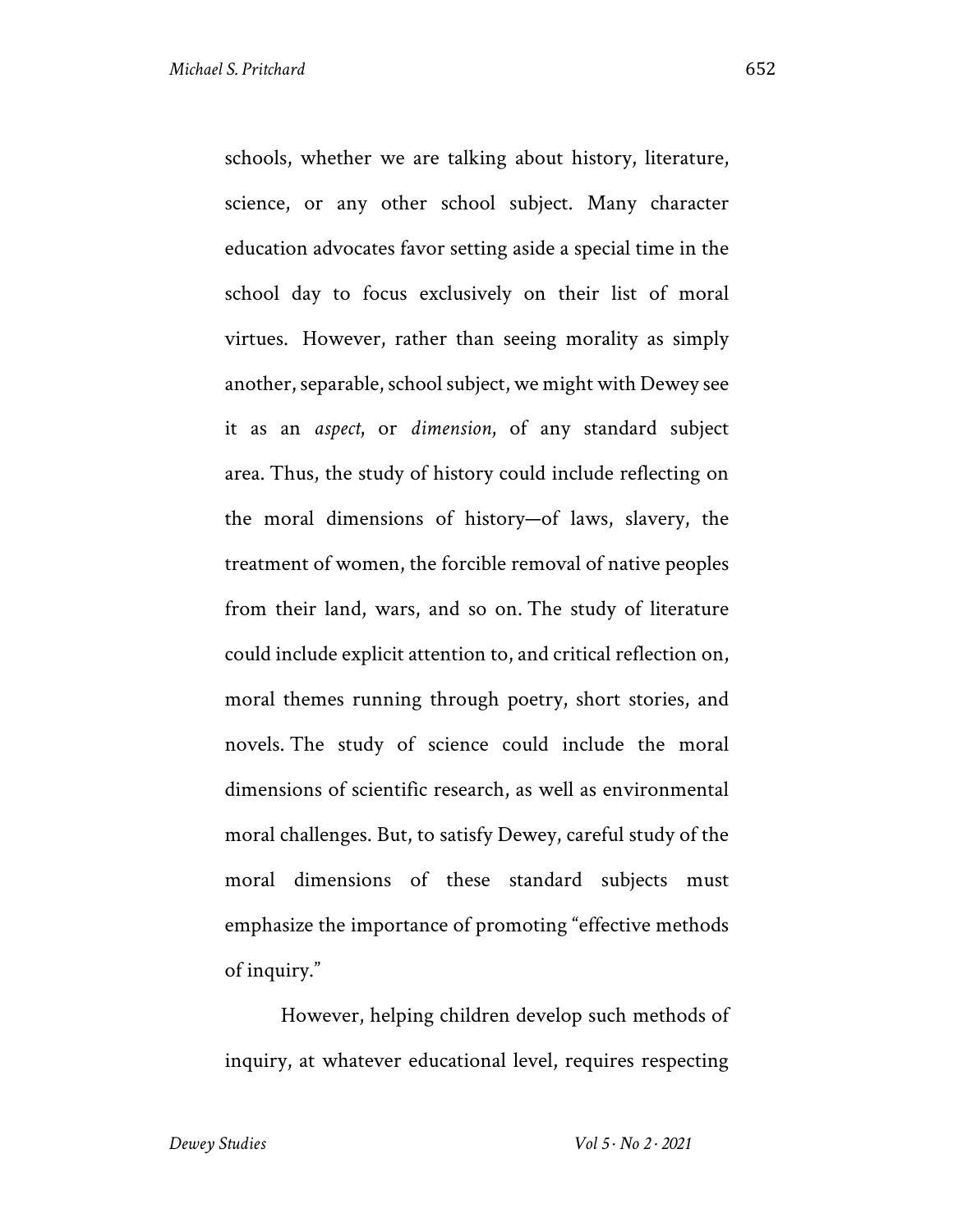schools, whether we are talking about history, literature, science, or any other school subject. Many character education advocates favor setting aside a special time in the school day to focus exclusively on their list of moral virtues. However, rather than seeing morality as simply another, separable, school subject, we might with Dewey see it as an *aspect*, or *dimension*, of any standard subject area. Thus, the study of history could include reflecting on the moral dimensions of history—of laws, slavery, the treatment of women, the forcible removal of native peoples from their land, wars, and so on. The study of literature could include explicit attention to, and critical reflection on, moral themes running through poetry, short stories, and novels. The study of science could include the moral dimensions of scientific research, as well as environmental moral challenges. But, to satisfy Dewey, careful study of the moral dimensions of these standard subjects must emphasize the importance of promoting "effective methods of inquiry."

However, helping children develop such methods of inquiry, at whatever educational level, requires respecting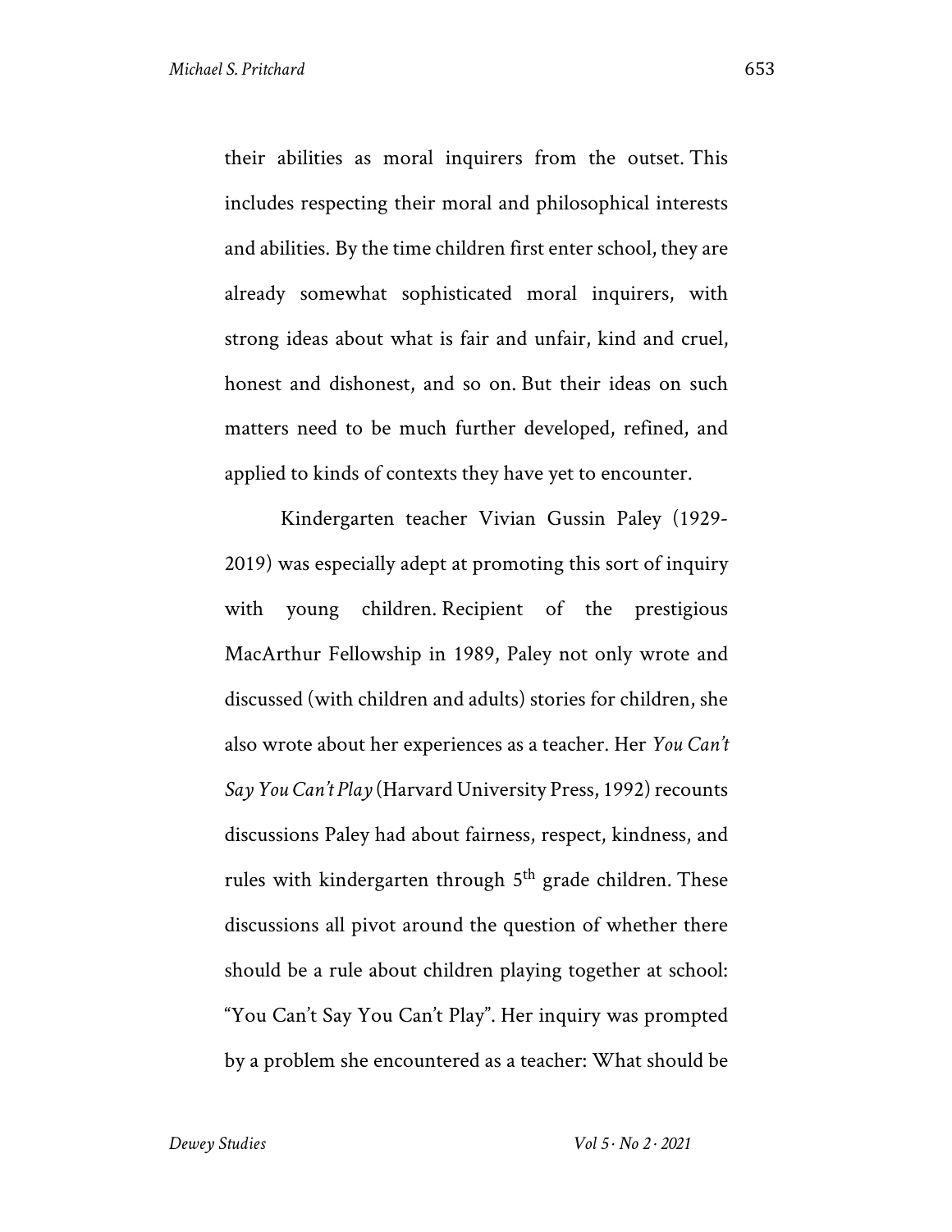their abilities as moral inquirers from the outset. This includes respecting their moral and philosophical interests and abilities. By the time children first enter school, they are already somewhat sophisticated moral inquirers, with strong ideas about what is fair and unfair, kind and cruel, honest and dishonest, and so on. But their ideas on such matters need to be much further developed, refined, and applied to kinds of contexts they have yet to encounter.

Kindergarten teacher Vivian Gussin Paley (1929-2019) was especially adept at promoting this sort of inquiry with young children. Recipient of the prestigious MacArthur Fellowship in 1989, Paley not only wrote and discussed (with children and adults) stories for children, she also wrote about her experiences as a teacher. Her *You Can't Say You Can't Play* (Harvard University Press, 1992) recounts discussions Paley had about fairness, respect, kindness, and rules with kindergarten through 5th grade children. These discussions all pivot around the question of whether there should be a rule about children playing together at school: "You Can't Say You Can't Play". Her inquiry was prompted by a problem she encountered as a teacher: What should be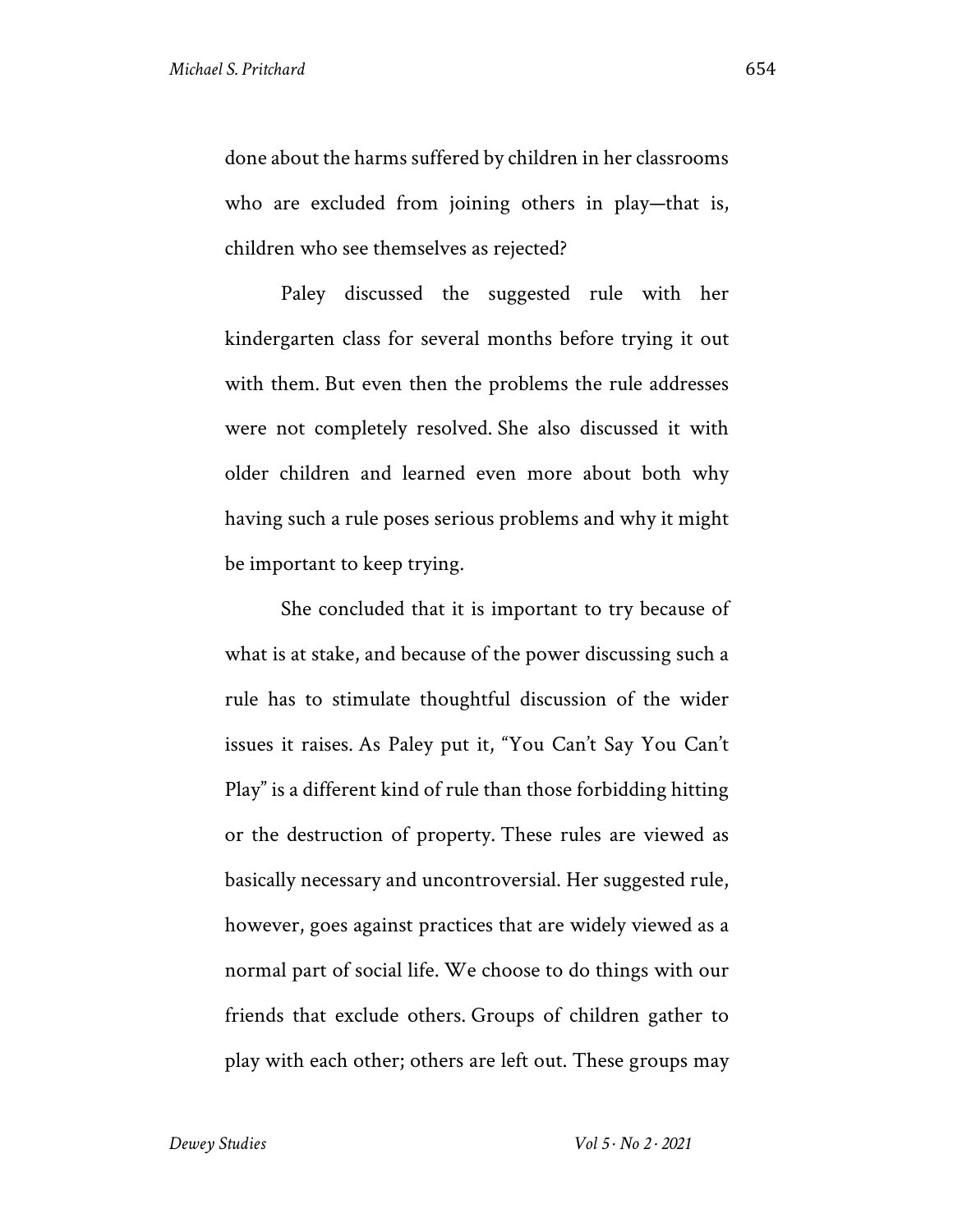done about the harms suffered by children in her classrooms who are excluded from joining others in play—that is, children who see themselves as rejected?

Paley discussed the suggested rule with her kindergarten class for several months before trying it out with them. But even then the problems the rule addresses were not completely resolved. She also discussed it with older children and learned even more about both why having such a rule poses serious problems and why it might be important to keep trying.

She concluded that it is important to try because of what is at stake, and because of the power discussing such a rule has to stimulate thoughtful discussion of the wider issues it raises. As Paley put it, "You Can't Say You Can't Play" is a different kind of rule than those forbidding hitting or the destruction of property. These rules are viewed as basically necessary and uncontroversial. Her suggested rule, however, goes against practices that are widely viewed as a normal part of social life. We choose to do things with our friends that exclude others. Groups of children gather to play with each other; others are left out. These groups may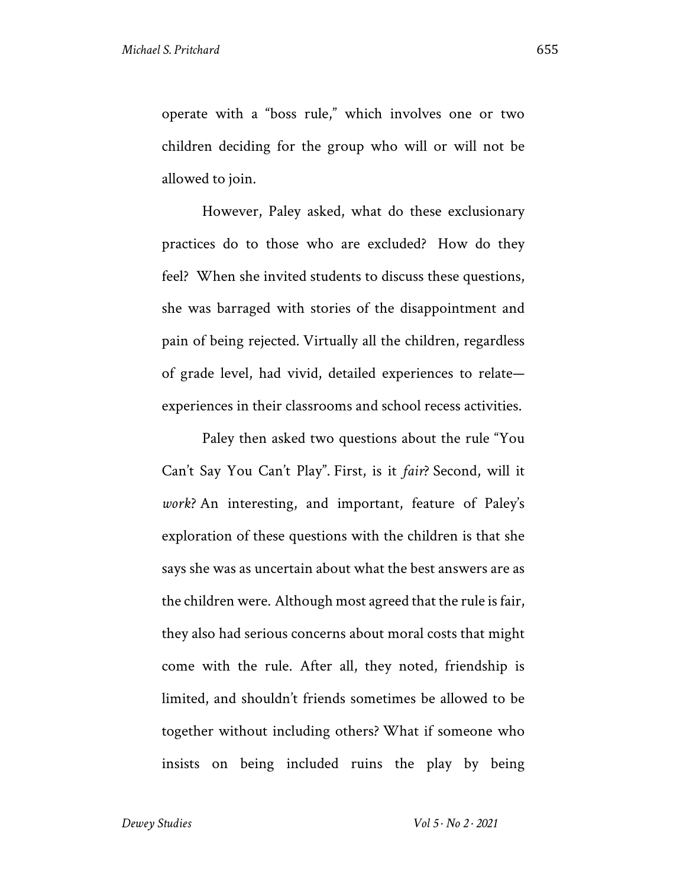operate with a "boss rule," which involves one or two children deciding for the group who will or will not be allowed to join.

However, Paley asked, what do these exclusionary practices do to those who are excluded? How do they feel? When she invited students to discuss these questions, she was barraged with stories of the disappointment and pain of being rejected. Virtually all the children, regardless of grade level, had vivid, detailed experiences to relate—experiences in their classrooms and school recess activities.

Paley then asked two questions about the rule "You Can't Say You Can't Play". First, is it *fair*? Second, will it *work*? An interesting, and important, feature of Paley's exploration of these questions with the children is that she says she was as uncertain about what the best answers are as the children were. Although most agreed that the rule is fair, they also had serious concerns about moral costs that might come with the rule. After all, they noted, friendship is limited, and shouldn't friends sometimes be allowed to be together without including others? What if someone who insists on being included ruins the play by being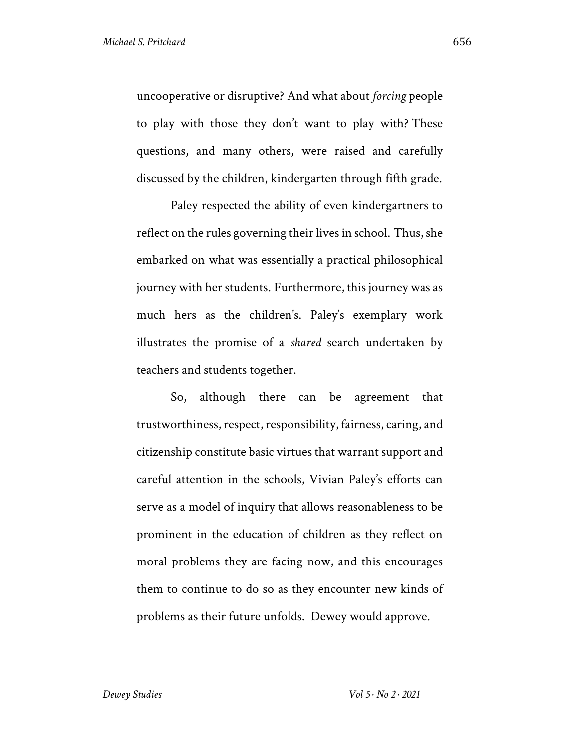uncooperative or disruptive? And what about *forcing* people to play with those they don't want to play with? These questions, and many others, were raised and carefully discussed by the children, kindergarten through fifth grade.

Paley respected the ability of even kindergartners to reflect on the rules governing their lives in school. Thus, she embarked on what was essentially a practical philosophical journey with her students. Furthermore, this journey was as much hers as the children's. Paley's exemplary work illustrates the promise of a *shared* search undertaken by teachers and students together.

So, although there can be agreement that trustworthiness, respect, responsibility, fairness, caring, and citizenship constitute basic virtues that warrant support and careful attention in the schools, Vivian Paley's efforts can serve as a model of inquiry that allows reasonableness to be prominent in the education of children as they reflect on moral problems they are facing now, and this encourages them to continue to do so as they encounter new kinds of problems as their future unfolds. Dewey would approve.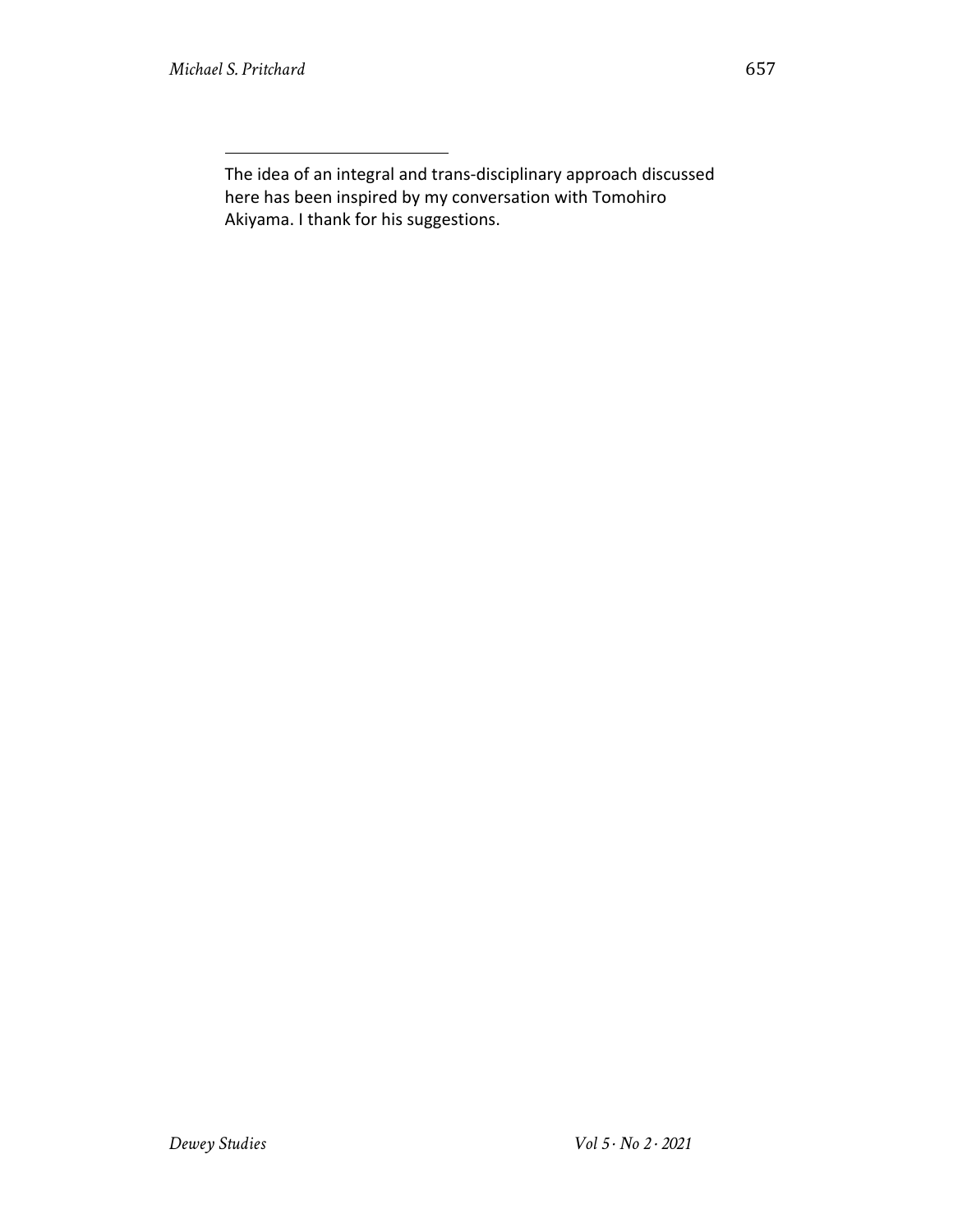The idea of an integral and trans-disciplinary approach discussed here has been inspired by my conversation with Tomohiro Akiyama. I thank for his suggestions.